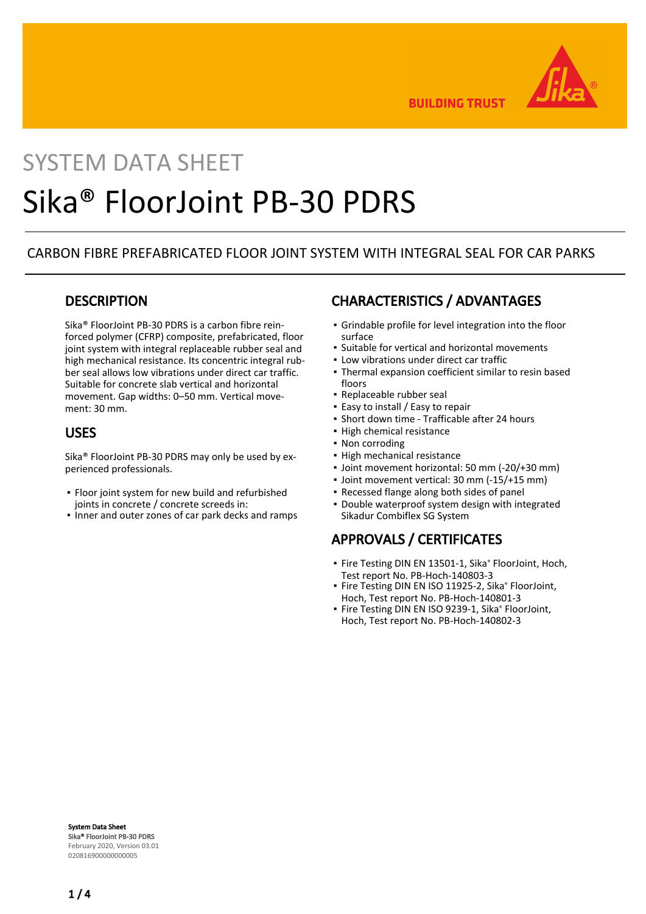SYSTEM DATA SHEET

# Sika® FloorJoint PB-30 PDRS

CARBON FIBRE PREFABRICATED FLOOR JOINT SYSTEM WITH INTEGRAL SEAL FOR CAR PARKS

## DESCRIPTION

Sika® FloorJoint PB-30 PDRS is a carbon fibre reinforced polymer (CFRP) composite, prefabricated, floor joint system with integral replaceable rubber seal and high mechanical resistance. Its concentric integral rubber seal allows low vibrations under direct car traffic. Suitable for concrete slab vertical and horizontal movement. Gap widths: 0–50 mm. Vertical movement: 30 mm.

## USES

Sika® FloorJoint PB-30 PDRS may only be used by experienced professionals.

- Floor joint system for new build and refurbished joints in concrete / concrete screeds in:
- Inner and outer zones of car park decks and ramps

## CHARACTERISTICS / ADVANTAGES

- Grindable profile for level integration into the floor surface
- Suitable for vertical and horizontal movements
- Low vibrations under direct car traffic
- Thermal expansion coefficient similar to resin based floors
- Replaceable rubber seal
- Easy to install / Easy to repair
- Short down time - Trafficable after 24 hours
- High chemical resistance
- Non corroding
- High mechanical resistance
- Joint movement horizontal: 50 mm (-20/+30 mm)
- Joint movement vertical: 30 mm (-15/+15 mm)
- Recessed flange along both sides of panel
- Double waterproof system design with integrated Sikadur Combiflex SG System

## APPROVALS / CERTIFICATES

- Fire Testing DIN EN 13501-1, Sika® FloorJoint, Hoch, Test report No. PB-Hoch-140803-3
- Fire Testing DIN EN ISO 11925-2, Sika® FloorJoint, Hoch, Test report No. PB-Hoch-140801-3
- Fire Testing DIN EN ISO 9239-1, Sika® FloorJoint, Hoch, Test report No. PB-Hoch-140802-3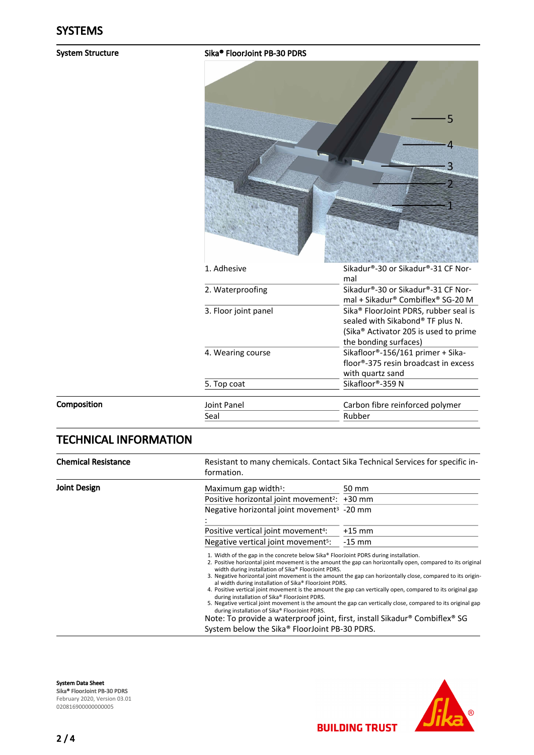## SYSTEMS

**System Structure**

**Sika® FloorJoint PB-30 PDRS**

| | |
|---|---|
| 1. Adhesive | Sikadur®-30 or Sikadur®-31 CF Normal |
| 2. Waterproofing | Sikadur®-30 or Sikadur®-31 CF Normal + Sikadur® Combiflex® SG-20 M |
| 3. Floor joint panel | Sika® FloorJoint PDRS, rubber seal is sealed with Sikabond® TF plus N. (Sika® Activator 205 is used to prime the bonding surfaces) |
| 4. Wearing course | Sikafloor®-156/161 primer + Sikafloor®-375 resin broadcast in excess with quartz sand |
| 5. Top coat | Sikafloor®-359 N |

**Composition**

| | |
|---|---|
| Joint Panel | Carbon fibre reinforced polymer |
| Seal | Rubber |

## TECHNICAL INFORMATION

**Chemical Resistance**

Resistant to many chemicals. Contact Sika Technical Services for specific information.

**Joint Design**

| | |
|---|---|
| Maximum gap width[1]: | 50 mm |
| Positive horizontal joint movement[2]: | +30 mm |
| Negative horizontal joint movement[3]: | -20 mm |
| Positive vertical joint movement[4]: | +15 mm |
| Negative vertical joint movement[5]: | -15 mm |

1. Width of the gap in the concrete below Sika® FloorJoint PDRS during installation.
2. Positive horizontal joint movement is the amount the gap can horizontally open, compared to its original width during installation of Sika® FloorJoint PDRS.
3. Negative horizontal joint movement is the amount the gap can horizontally close, compared to its original width during installation of Sika® FloorJoint PDRS.
4. Positive vertical joint movement is the amount the gap can vertically open, compared to its original gap during installation of Sika® FloorJoint PDRS.
5. Negative vertical joint movement is the amount the gap can vertically close, compared to its original gap during installation of Sika® FloorJoint PDRS.

Note: To provide a waterproof joint, first, install Sikadur® Combiflex® SG System below the Sika® FloorJoint PB-30 PDRS.

**System Data Sheet**
Sika® FloorJoint PB-30 PDRS
February 2020, Version 03.01
020816900000000005

BUILDING TRUST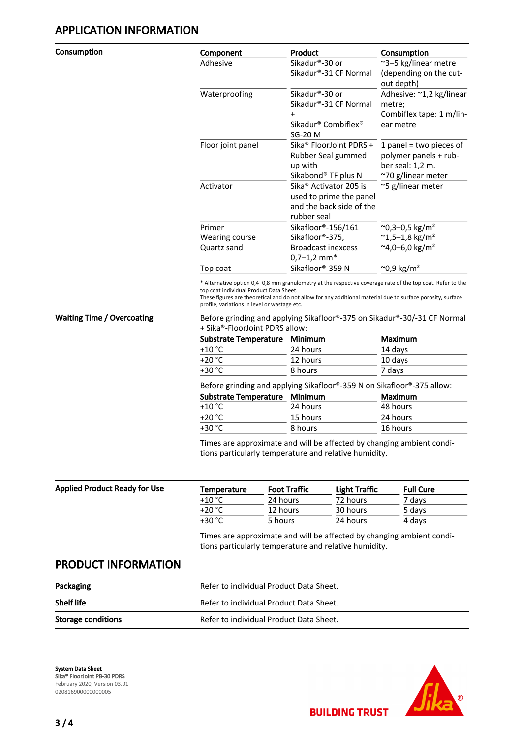## APPLICATION INFORMATION

**Consumption**

| Component | Product | Consumption |
|---|---|---|
| Adhesive | Sikadur®-30 or Sikadur®-31 CF Normal | ~3–5 kg/linear metre (depending on the cut-out depth) |
| Waterproofing | Sikadur®-30 or Sikadur®-31 CF Normal + Sikadur® Combiflex® SG-20 M | Adhesive: ~1,2 kg/linear metre; Combiflex tape: 1 m/linear metre |
| Floor joint panel | Sika® FloorJoint PDRS + Rubber Seal gummed up with Sikabond® TF plus N | 1 panel = two pieces of polymer panels + rubber seal: 1,2 m. ~70 g/linear meter |
| Activator | Sika® Activator 205 is used to prime the panel and the back side of the rubber seal | ~5 g/linear meter |
| Primer<br>Wearing course<br>Quartz sand | Sikafloor®-156/161<br>Sikafloor®-375,<br>Broadcast inexcess 0,7–1,2 mm* | ~0,3–0,5 kg/m²<br>~1,5–1,8 kg/m²<br>~4,0–6,0 kg/m² |
| Top coat | Sikafloor®-359 N | ~0,9 kg/m² |

\* Alternative option 0,4–0,8 mm granulometry at the respective coverage rate of the top coat. Refer to the top coat individual Product Data Sheet.
These figures are theoretical and do not allow for any additional material due to surface porosity, surface profile, variations in level or wastage etc.

**Waiting Time / Overcoating**

Before grinding and applying Sikafloor®-375 on Sikadur®-30/-31 CF Normal + Sika®-FloorJoint PDRS allow:

| Substrate Temperature | Minimum | Maximum |
|---|---|---|
| +10 °C | 24 hours | 14 days |
| +20 °C | 12 hours | 10 days |
| +30 °C | 8 hours | 7 days |

Before grinding and applying Sikafloor®-359 N on Sikafloor®-375 allow:

| Substrate Temperature | Minimum | Maximum |
|---|---|---|
| +10 °C | 24 hours | 48 hours |
| +20 °C | 15 hours | 24 hours |
| +30 °C | 8 hours | 16 hours |

Times are approximate and will be affected by changing ambient conditions particularly temperature and relative humidity.

**Applied Product Ready for Use**

| Temperature | Foot Traffic | Light Traffic | Full Cure |
|---|---|---|---|
| +10 °C | 24 hours | 72 hours | 7 days |
| +20 °C | 12 hours | 30 hours | 5 days |
| +30 °C | 5 hours | 24 hours | 4 days |

Times are approximate and will be affected by changing ambient conditions particularly temperature and relative humidity.

## PRODUCT INFORMATION

| | |
|---|---|
| **Packaging** | Refer to individual Product Data Sheet. |
| **Shelf life** | Refer to individual Product Data Sheet. |
| **Storage conditions** | Refer to individual Product Data Sheet. |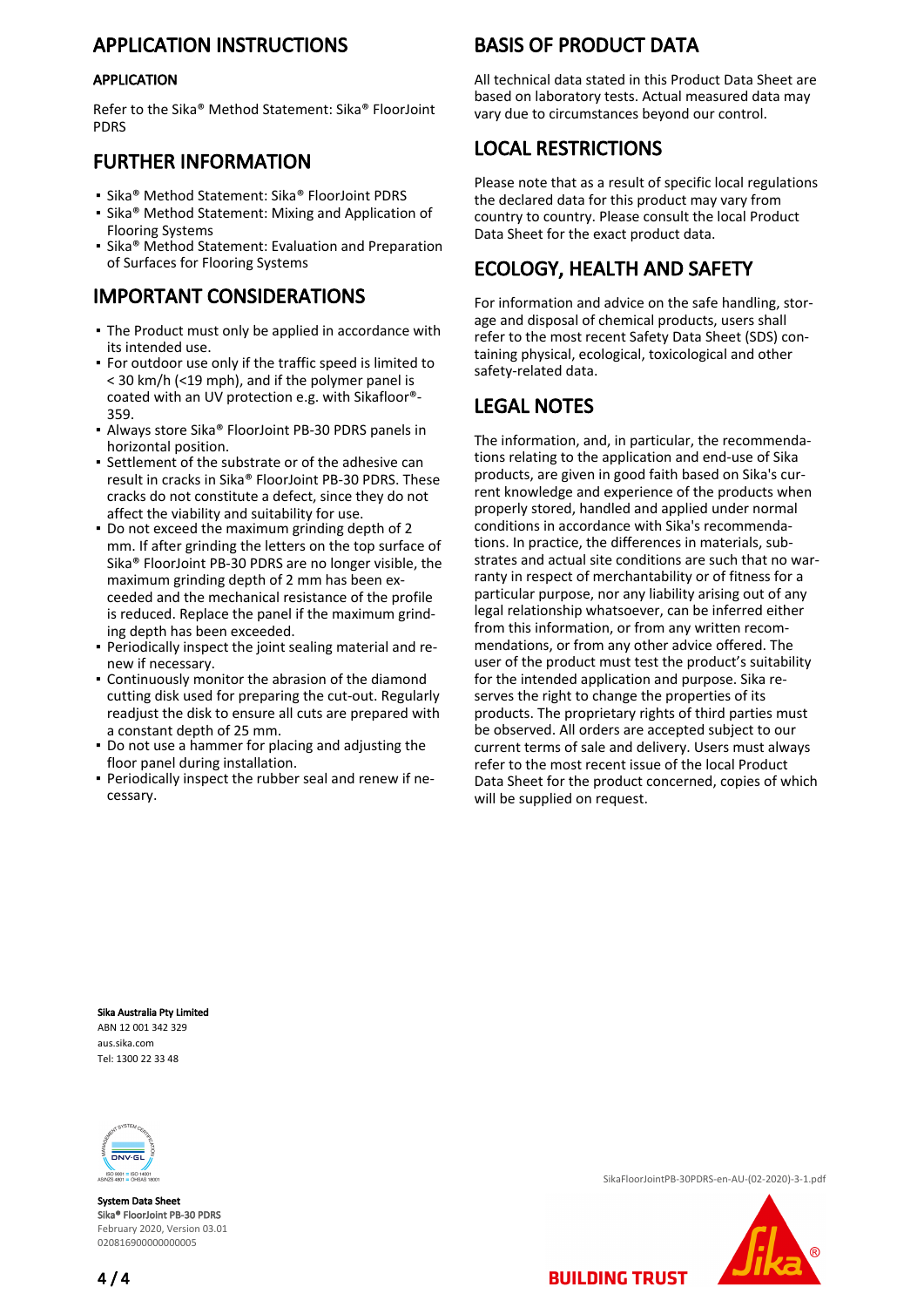## APPLICATION INSTRUCTIONS

### APPLICATION

Refer to the Sika® Method Statement: Sika® FloorJoint PDRS

## FURTHER INFORMATION

- Sika® Method Statement: Sika® FloorJoint PDRS
- Sika® Method Statement: Mixing and Application of Flooring Systems
- Sika® Method Statement: Evaluation and Preparation of Surfaces for Flooring Systems

## IMPORTANT CONSIDERATIONS

- The Product must only be applied in accordance with its intended use.
- For outdoor use only if the traffic speed is limited to < 30 km/h (<19 mph), and if the polymer panel is coated with an UV protection e.g. with Sikafloor®-359.
- Always store Sika® FloorJoint PB-30 PDRS panels in horizontal position.
- Settlement of the substrate or of the adhesive can result in cracks in Sika® FloorJoint PB-30 PDRS. These cracks do not constitute a defect, since they do not affect the viability and suitability for use.
- Do not exceed the maximum grinding depth of 2 mm. If after grinding the letters on the top surface of Sika® FloorJoint PB-30 PDRS are no longer visible, the maximum grinding depth of 2 mm has been exceeded and the mechanical resistance of the profile is reduced. Replace the panel if the maximum grinding depth has been exceeded.
- Periodically inspect the joint sealing material and renew if necessary.
- Continuously monitor the abrasion of the diamond cutting disk used for preparing the cut-out. Regularly readjust the disk to ensure all cuts are prepared with a constant depth of 25 mm.
- Do not use a hammer for placing and adjusting the floor panel during installation.
- Periodically inspect the rubber seal and renew if necessary.

## BASIS OF PRODUCT DATA

All technical data stated in this Product Data Sheet are based on laboratory tests. Actual measured data may vary due to circumstances beyond our control.

## LOCAL RESTRICTIONS

Please note that as a result of specific local regulations the declared data for this product may vary from country to country. Please consult the local Product Data Sheet for the exact product data.

## ECOLOGY, HEALTH AND SAFETY

For information and advice on the safe handling, storage and disposal of chemical products, users shall refer to the most recent Safety Data Sheet (SDS) containing physical, ecological, toxicological and other safety-related data.

## LEGAL NOTES

The information, and, in particular, the recommendations relating to the application and end-use of Sika products, are given in good faith based on Sika's current knowledge and experience of the products when properly stored, handled and applied under normal conditions in accordance with Sika's recommendations. In practice, the differences in materials, substrates and actual site conditions are such that no warranty in respect of merchantability or of fitness for a particular purpose, nor any liability arising out of any legal relationship whatsoever, can be inferred either from this information, or from any written recommendations, or from any other advice offered. The user of the product must test the product's suitability for the intended application and purpose. Sika reserves the right to change the properties of its products. The proprietary rights of third parties must be observed. All orders are accepted subject to our current terms of sale and delivery. Users must always refer to the most recent issue of the local Product Data Sheet for the product concerned, copies of which will be supplied on request.

**Sika Australia Pty Limited**
ABN 12 001 342 329
aus.sika.com
Tel: 1300 22 33 48

**System Data Sheet**
**Sika® FloorJoint PB-30 PDRS**
February 2020, Version 03.01
020816900000000005

SikaFloorJointPB-30PDRS-en-AU-(02-2020)-3-1.pdf

BUILDING TRUST